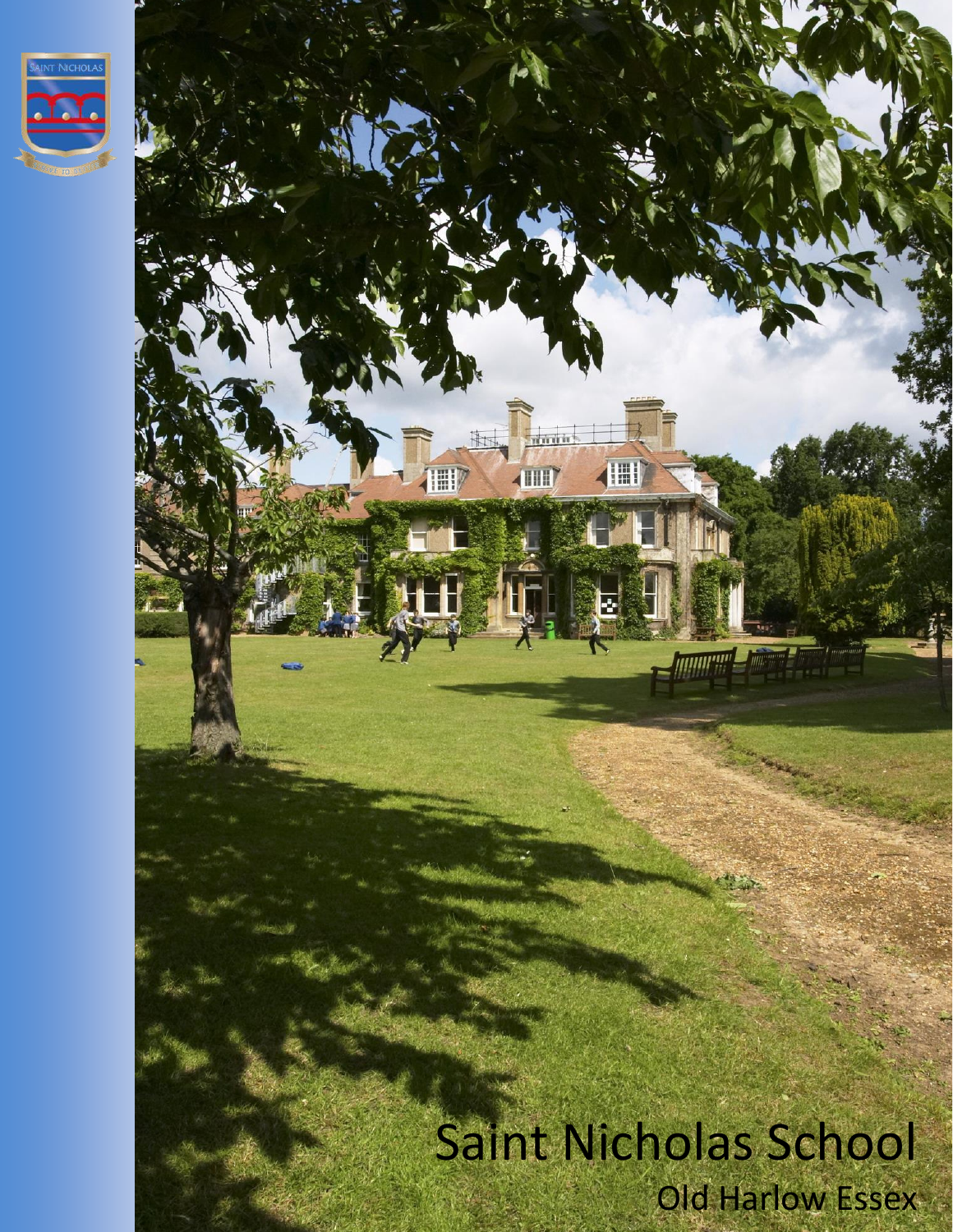# Saint Nicholas School

Old Harlow Essex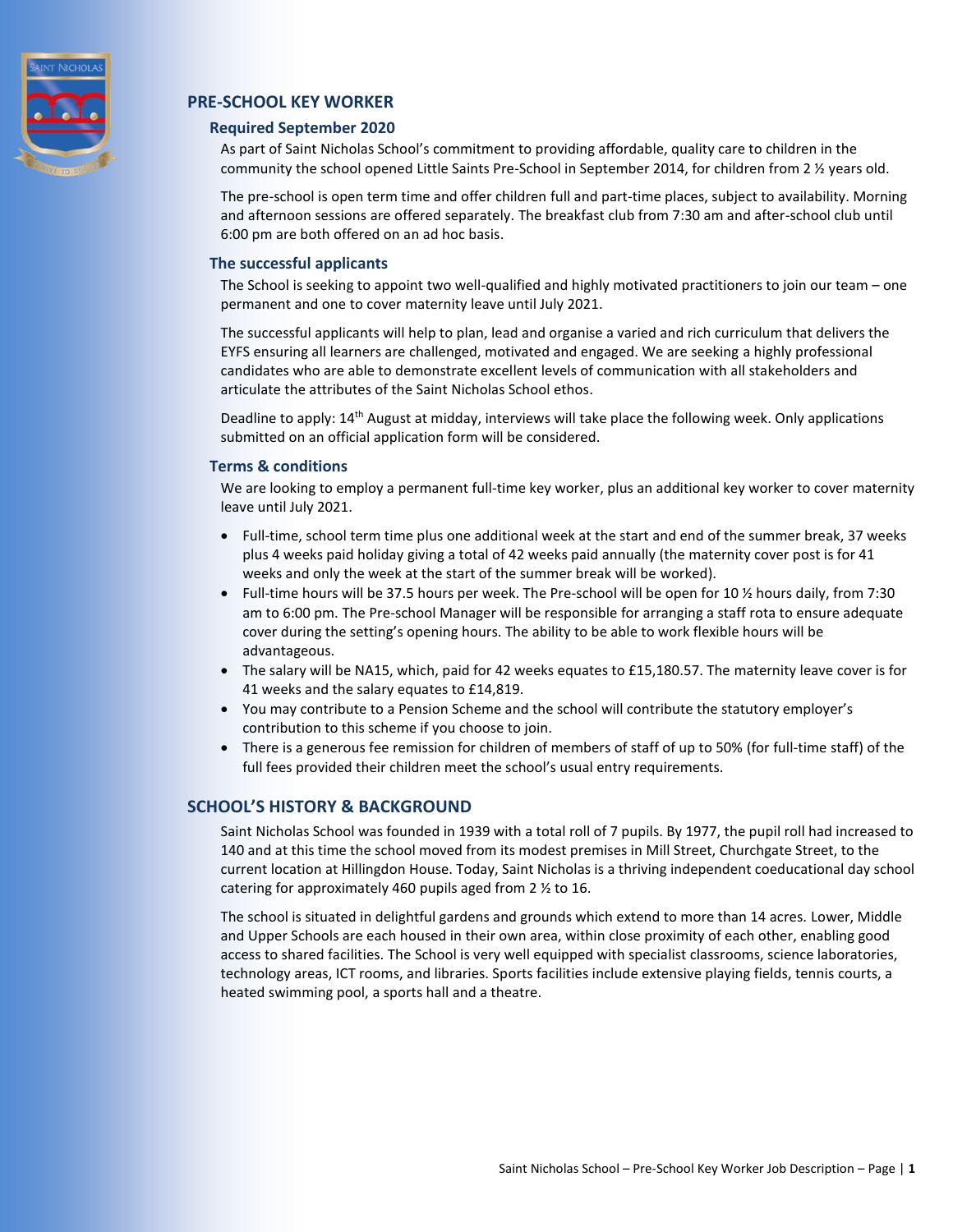## PRE-SCHOOL KEY WORKER

### Required September 2020

As part of Saint Nicholas School's commitment to providing affordable, quality care to children in the community the school opened Little Saints Pre-School in September 2014, for children from 2 ½ years old.

The pre-school is open term time and offer children full and part-time places, subject to availability. Morning and afternoon sessions are offered separately. The breakfast club from 7:30 am and after-school club until 6:00 pm are both offered on an ad hoc basis.

### The successful applicants

The School is seeking to appoint two well-qualified and highly motivated practitioners to join our team – one permanent and one to cover maternity leave until July 2021.

The successful applicants will help to plan, lead and organise a varied and rich curriculum that delivers the EYFS ensuring all learners are challenged, motivated and engaged. We are seeking a highly professional candidates who are able to demonstrate excellent levels of communication with all stakeholders and articulate the attributes of the Saint Nicholas School ethos.

Deadline to apply: 14th August at midday, interviews will take place the following week. Only applications submitted on an official application form will be considered.

### Terms & conditions

We are looking to employ a permanent full-time key worker, plus an additional key worker to cover maternity leave until July 2021.

- Full-time, school term time plus one additional week at the start and end of the summer break, 37 weeks plus 4 weeks paid holiday giving a total of 42 weeks paid annually (the maternity cover post is for 41 weeks and only the week at the start of the summer break will be worked).
- Full-time hours will be 37.5 hours per week. The Pre-school will be open for 10 ½ hours daily, from 7:30 am to 6:00 pm. The Pre-school Manager will be responsible for arranging a staff rota to ensure adequate cover during the setting's opening hours. The ability to be able to work flexible hours will be advantageous.
- The salary will be NA15, which, paid for 42 weeks equates to £15,180.57. The maternity leave cover is for 41 weeks and the salary equates to £14,819.
- You may contribute to a Pension Scheme and the school will contribute the statutory employer's contribution to this scheme if you choose to join.
- There is a generous fee remission for children of members of staff of up to 50% (for full-time staff) of the full fees provided their children meet the school's usual entry requirements.

## SCHOOL'S HISTORY & BACKGROUND

Saint Nicholas School was founded in 1939 with a total roll of 7 pupils. By 1977, the pupil roll had increased to 140 and at this time the school moved from its modest premises in Mill Street, Churchgate Street, to the current location at Hillingdon House. Today, Saint Nicholas is a thriving independent coeducational day school catering for approximately 460 pupils aged from 2 ½ to 16.

The school is situated in delightful gardens and grounds which extend to more than 14 acres. Lower, Middle and Upper Schools are each housed in their own area, within close proximity of each other, enabling good access to shared facilities. The School is very well equipped with specialist classrooms, science laboratories, technology areas, ICT rooms, and libraries. Sports facilities include extensive playing fields, tennis courts, a heated swimming pool, a sports hall and a theatre.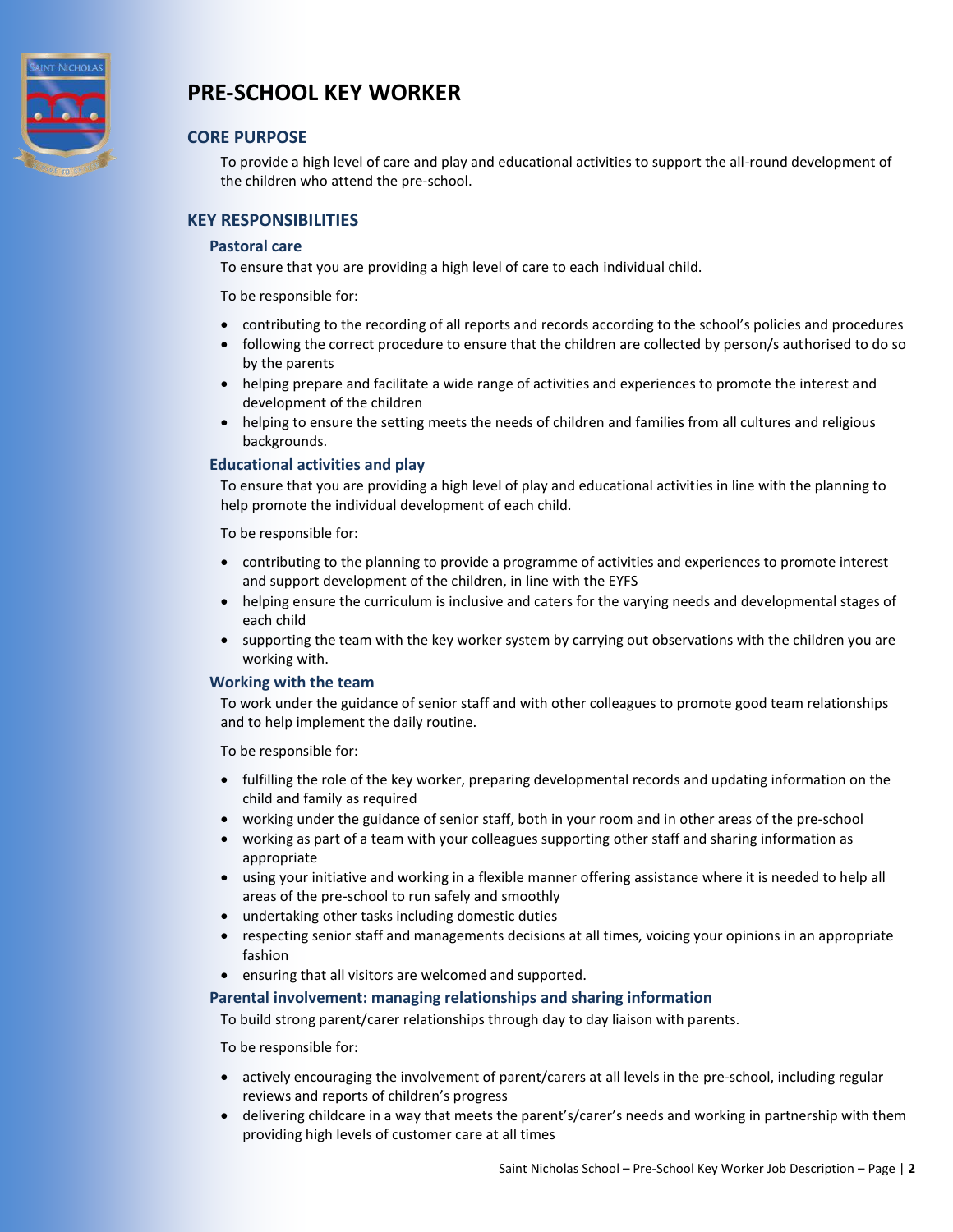# PRE-SCHOOL KEY WORKER

## CORE PURPOSE

To provide a high level of care and play and educational activities to support the all-round development of the children who attend the pre-school.

## KEY RESPONSIBILITIES

### Pastoral care

To ensure that you are providing a high level of care to each individual child.

To be responsible for:

- contributing to the recording of all reports and records according to the school's policies and procedures
- following the correct procedure to ensure that the children are collected by person/s authorised to do so by the parents
- helping prepare and facilitate a wide range of activities and experiences to promote the interest and development of the children
- helping to ensure the setting meets the needs of children and families from all cultures and religious backgrounds.

### Educational activities and play

To ensure that you are providing a high level of play and educational activities in line with the planning to help promote the individual development of each child.

To be responsible for:

- contributing to the planning to provide a programme of activities and experiences to promote interest and support development of the children, in line with the EYFS
- helping ensure the curriculum is inclusive and caters for the varying needs and developmental stages of each child
- supporting the team with the key worker system by carrying out observations with the children you are working with.

### Working with the team

To work under the guidance of senior staff and with other colleagues to promote good team relationships and to help implement the daily routine.

To be responsible for:

- fulfilling the role of the key worker, preparing developmental records and updating information on the child and family as required
- working under the guidance of senior staff, both in your room and in other areas of the pre-school
- working as part of a team with your colleagues supporting other staff and sharing information as appropriate
- using your initiative and working in a flexible manner offering assistance where it is needed to help all areas of the pre-school to run safely and smoothly
- undertaking other tasks including domestic duties
- respecting senior staff and managements decisions at all times, voicing your opinions in an appropriate fashion
- ensuring that all visitors are welcomed and supported.

### Parental involvement: managing relationships and sharing information

To build strong parent/carer relationships through day to day liaison with parents.

To be responsible for:

- actively encouraging the involvement of parent/carers at all levels in the pre-school, including regular reviews and reports of children's progress
- delivering childcare in a way that meets the parent's/carer's needs and working in partnership with them providing high levels of customer care at all times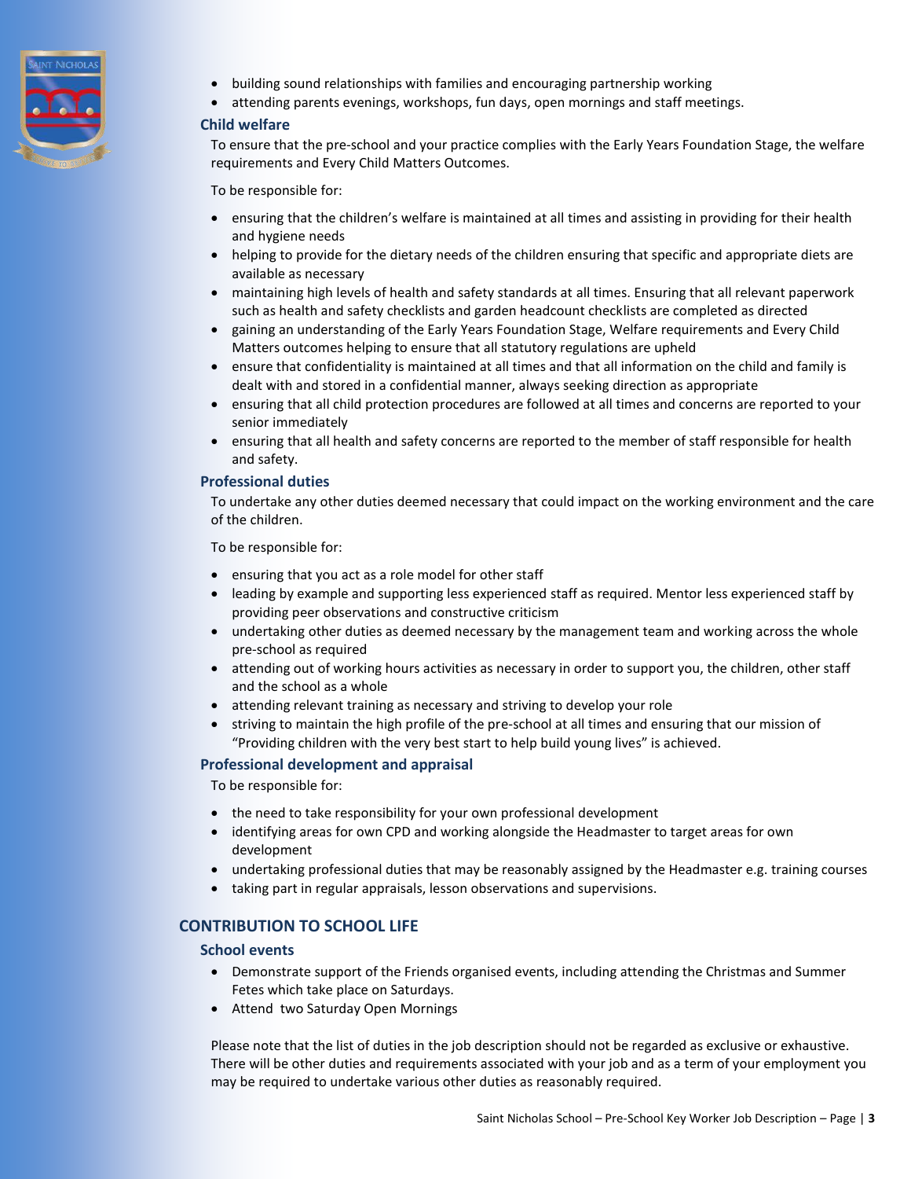- building sound relationships with families and encouraging partnership working
- attending parents evenings, workshops, fun days, open mornings and staff meetings.

### Child welfare

To ensure that the pre-school and your practice complies with the Early Years Foundation Stage, the welfare requirements and Every Child Matters Outcomes.

To be responsible for:

- ensuring that the children's welfare is maintained at all times and assisting in providing for their health and hygiene needs
- helping to provide for the dietary needs of the children ensuring that specific and appropriate diets are available as necessary
- maintaining high levels of health and safety standards at all times. Ensuring that all relevant paperwork such as health and safety checklists and garden headcount checklists are completed as directed
- gaining an understanding of the Early Years Foundation Stage, Welfare requirements and Every Child Matters outcomes helping to ensure that all statutory regulations are upheld
- ensure that confidentiality is maintained at all times and that all information on the child and family is dealt with and stored in a confidential manner, always seeking direction as appropriate
- ensuring that all child protection procedures are followed at all times and concerns are reported to your senior immediately
- ensuring that all health and safety concerns are reported to the member of staff responsible for health and safety.

### Professional duties

To undertake any other duties deemed necessary that could impact on the working environment and the care of the children.

To be responsible for:

- ensuring that you act as a role model for other staff
- leading by example and supporting less experienced staff as required. Mentor less experienced staff by providing peer observations and constructive criticism
- undertaking other duties as deemed necessary by the management team and working across the whole pre-school as required
- attending out of working hours activities as necessary in order to support you, the children, other staff and the school as a whole
- attending relevant training as necessary and striving to develop your role
- striving to maintain the high profile of the pre-school at all times and ensuring that our mission of "Providing children with the very best start to help build young lives" is achieved.

### Professional development and appraisal

To be responsible for:

- the need to take responsibility for your own professional development
- identifying areas for own CPD and working alongside the Headmaster to target areas for own development
- undertaking professional duties that may be reasonably assigned by the Headmaster e.g. training courses
- taking part in regular appraisals, lesson observations and supervisions.

## CONTRIBUTION TO SCHOOL LIFE

### School events

- Demonstrate support of the Friends organised events, including attending the Christmas and Summer Fetes which take place on Saturdays.
- Attend two Saturday Open Mornings

Please note that the list of duties in the job description should not be regarded as exclusive or exhaustive. There will be other duties and requirements associated with your job and as a term of your employment you may be required to undertake various other duties as reasonably required.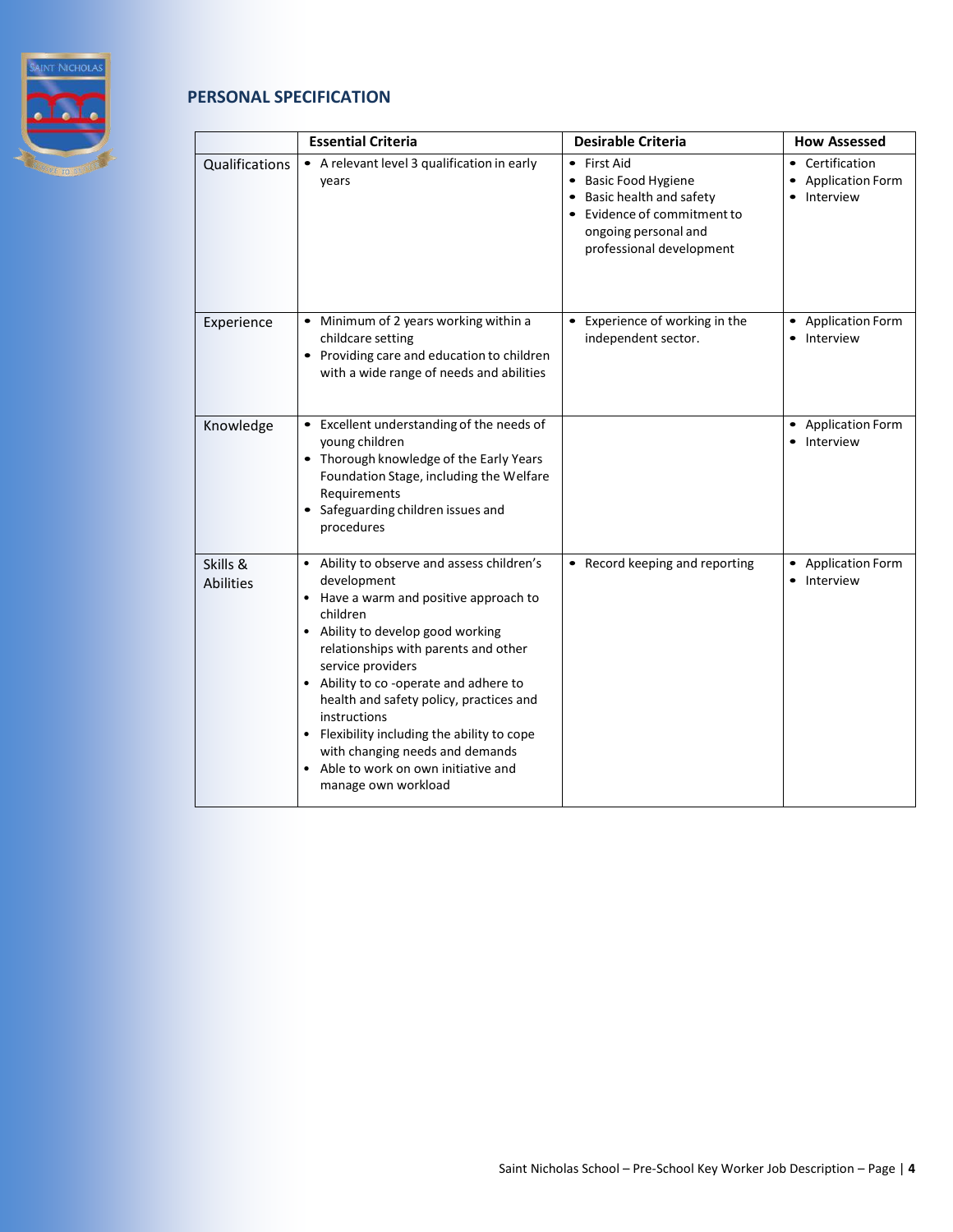## PERSONAL SPECIFICATION

| | Essential Criteria | Desirable Criteria | How Assessed |
|---|---|---|---|
| Qualifications | • A relevant level 3 qualification in early years | • First Aid<br>• Basic Food Hygiene<br>• Basic health and safety<br>• Evidence of commitment to ongoing personal and professional development | • Certification<br>• Application Form<br>• Interview |
| Experience | • Minimum of 2 years working within a childcare setting<br>• Providing care and education to children with a wide range of needs and abilities | • Experience of working in the independent sector. | • Application Form<br>• Interview |
| Knowledge | • Excellent understanding of the needs of young children<br>• Thorough knowledge of the Early Years Foundation Stage, including the Welfare Requirements<br>• Safeguarding children issues and procedures | | • Application Form<br>• Interview |
| Skills & Abilities | • Ability to observe and assess children's development<br>• Have a warm and positive approach to children<br>• Ability to develop good working relationships with parents and other service providers<br>• Ability to co -operate and adhere to health and safety policy, practices and instructions<br>• Flexibility including the ability to cope with changing needs and demands<br>• Able to work on own initiative and manage own workload | • Record keeping and reporting | • Application Form<br>• Interview |